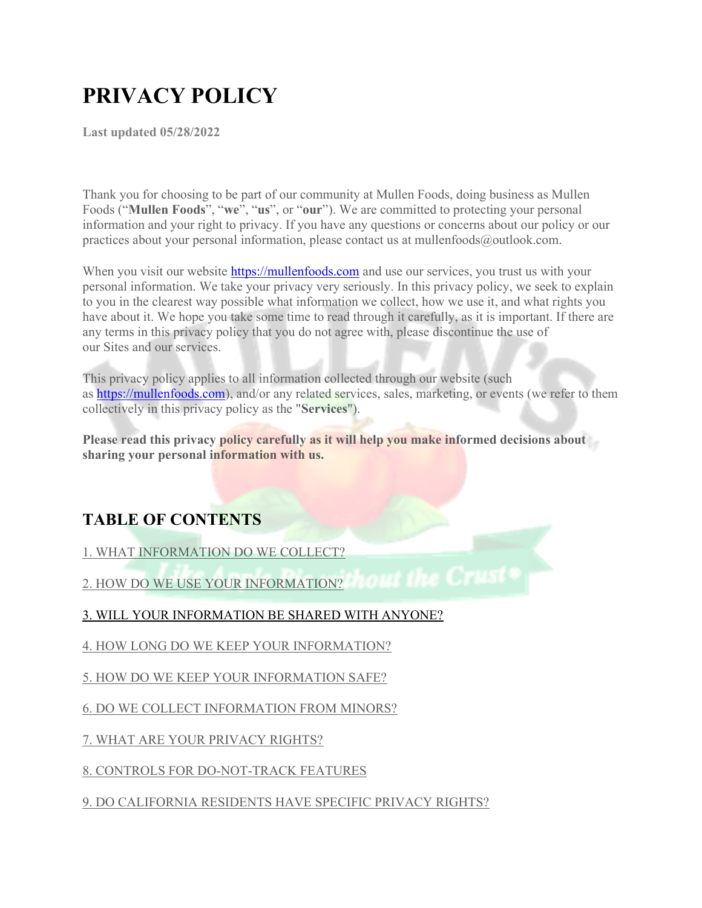# PRIVACY POLICY

**Last updated 05/28/2022**

Thank you for choosing to be part of our community at Mullen Foods, doing business as Mullen Foods ("**Mullen Foods**", "**we**", "**us**", or "**our**"). We are committed to protecting your personal information and your right to privacy. If you have any questions or concerns about our policy or our practices about your personal information, please contact us at mullenfoods@outlook.com.

When you visit our website [https://mullenfoods.com](https://mullenfoods.com) and use our services, you trust us with your personal information. We take your privacy very seriously. In this privacy policy, we seek to explain to you in the clearest way possible what information we collect, how we use it, and what rights you have about it. We hope you take some time to read through it carefully, as it is important. If there are any terms in this privacy policy that you do not agree with, please discontinue the use of our Sites and our services.

This privacy policy applies to all information collected through our website (such as [https://mullenfoods.com](https://mullenfoods.com)), and/or any related services, sales, marketing, or events (we refer to them collectively in this privacy policy as the "**Services**").

**Please read this privacy policy carefully as it will help you make informed decisions about sharing your personal information with us.**

## TABLE OF CONTENTS

1. WHAT INFORMATION DO WE COLLECT?

2. HOW DO WE USE YOUR INFORMATION?

3. WILL YOUR INFORMATION BE SHARED WITH ANYONE?

4. HOW LONG DO WE KEEP YOUR INFORMATION?

5. HOW DO WE KEEP YOUR INFORMATION SAFE?

6. DO WE COLLECT INFORMATION FROM MINORS?

7. WHAT ARE YOUR PRIVACY RIGHTS?

8. CONTROLS FOR DO-NOT-TRACK FEATURES

9. DO CALIFORNIA RESIDENTS HAVE SPECIFIC PRIVACY RIGHTS?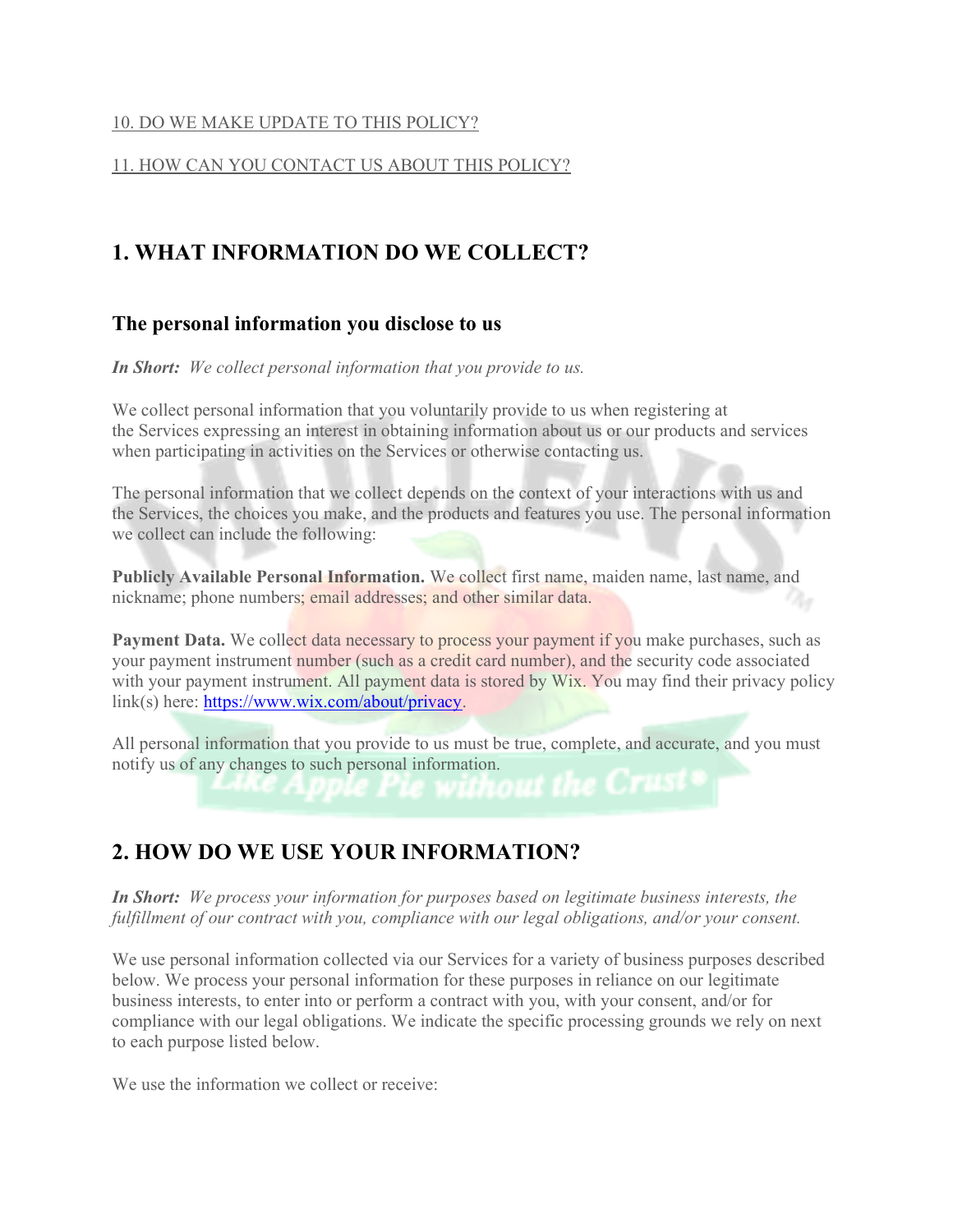[10. DO WE MAKE UPDATE TO THIS POLICY?](#)

[11. HOW CAN YOU CONTACT US ABOUT THIS POLICY?](#)

## 1. WHAT INFORMATION DO WE COLLECT?

### The personal information you disclose to us

***In Short:*** *We collect personal information that you provide to us.*

We collect personal information that you voluntarily provide to us when registering at the Services expressing an interest in obtaining information about us or our products and services when participating in activities on the Services or otherwise contacting us.

The personal information that we collect depends on the context of your interactions with us and the Services, the choices you make, and the products and features you use. The personal information we collect can include the following:

**Publicly Available Personal Information.** We collect first name, maiden name, last name, and nickname; phone numbers; email addresses; and other similar data.

**Payment Data.** We collect data necessary to process your payment if you make purchases, such as your payment instrument number (such as a credit card number), and the security code associated with your payment instrument. All payment data is stored by Wix. You may find their privacy policy link(s) here: [https://www.wix.com/about/privacy](https://www.wix.com/about/privacy).

All personal information that you provide to us must be true, complete, and accurate, and you must notify us of any changes to such personal information.

## 2. HOW DO WE USE YOUR INFORMATION?

***In Short:*** *We process your information for purposes based on legitimate business interests, the fulfillment of our contract with you, compliance with our legal obligations, and/or your consent.*

We use personal information collected via our Services for a variety of business purposes described below. We process your personal information for these purposes in reliance on our legitimate business interests, to enter into or perform a contract with you, with your consent, and/or for compliance with our legal obligations. We indicate the specific processing grounds we rely on next to each purpose listed below.

We use the information we collect or receive: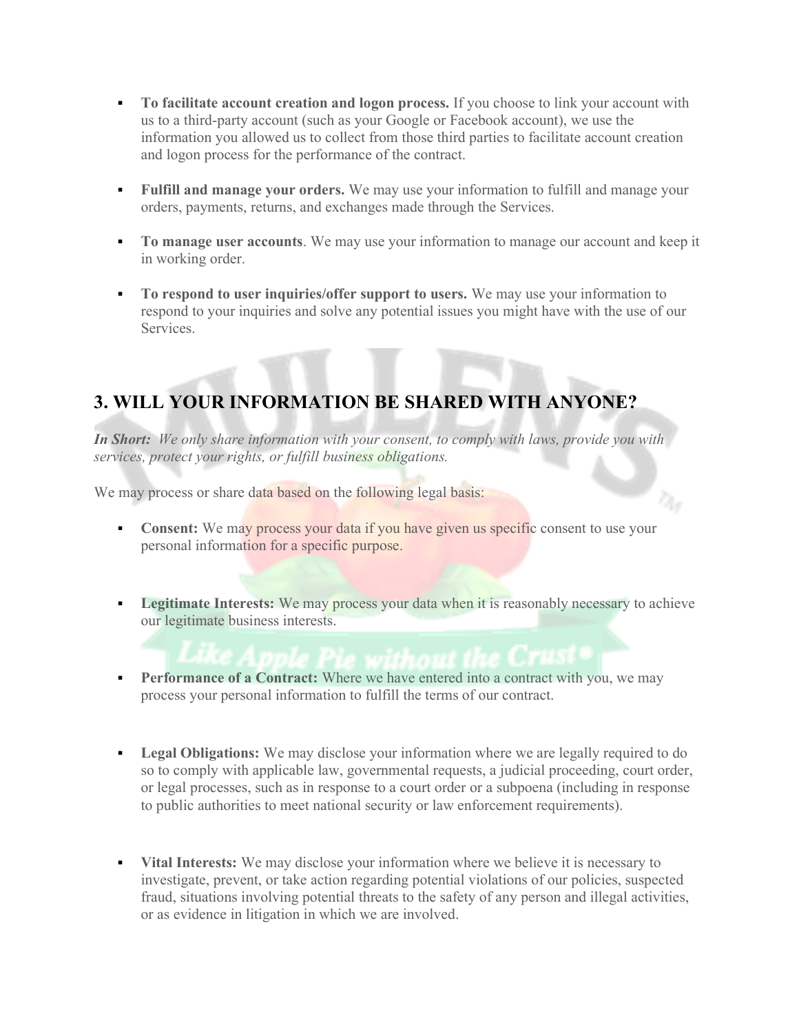- **To facilitate account creation and logon process.** If you choose to link your account with us to a third-party account (such as your Google or Facebook account), we use the information you allowed us to collect from those third parties to facilitate account creation and logon process for the performance of the contract.

- **Fulfill and manage your orders.** We may use your information to fulfill and manage your orders, payments, returns, and exchanges made through the Services.

- **To manage user accounts**. We may use your information to manage our account and keep it in working order.

- **To respond to user inquiries/offer support to users.** We may use your information to respond to your inquiries and solve any potential issues you might have with the use of our Services.

## 3. WILL YOUR INFORMATION BE SHARED WITH ANYONE?

***In Short:*** *We only share information with your consent, to comply with laws, provide you with services, protect your rights, or fulfill business obligations.*

We may process or share data based on the following legal basis:

- **Consent:** We may process your data if you have given us specific consent to use your personal information for a specific purpose.

- **Legitimate Interests:** We may process your data when it is reasonably necessary to achieve our legitimate business interests.

- **Performance of a Contract:** Where we have entered into a contract with you, we may process your personal information to fulfill the terms of our contract.

- **Legal Obligations:** We may disclose your information where we are legally required to do so to comply with applicable law, governmental requests, a judicial proceeding, court order, or legal processes, such as in response to a court order or a subpoena (including in response to public authorities to meet national security or law enforcement requirements).

- **Vital Interests:** We may disclose your information where we believe it is necessary to investigate, prevent, or take action regarding potential violations of our policies, suspected fraud, situations involving potential threats to the safety of any person and illegal activities, or as evidence in litigation in which we are involved.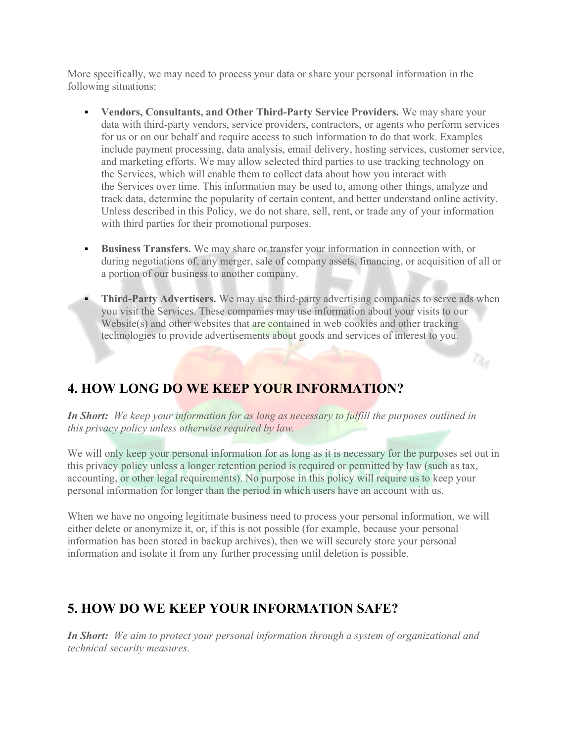More specifically, we may need to process your data or share your personal information in the following situations:

- **Vendors, Consultants, and Other Third-Party Service Providers.** We may share your data with third-party vendors, service providers, contractors, or agents who perform services for us or on our behalf and require access to such information to do that work. Examples include payment processing, data analysis, email delivery, hosting services, customer service, and marketing efforts. We may allow selected third parties to use tracking technology on the Services, which will enable them to collect data about how you interact with the Services over time. This information may be used to, among other things, analyze and track data, determine the popularity of certain content, and better understand online activity. Unless described in this Policy, we do not share, sell, rent, or trade any of your information with third parties for their promotional purposes.

- **Business Transfers.** We may share or transfer your information in connection with, or during negotiations of, any merger, sale of company assets, financing, or acquisition of all or a portion of our business to another company.

- **Third-Party Advertisers.** We may use third-party advertising companies to serve ads when you visit the Services. These companies may use information about your visits to our Website(s) and other websites that are contained in web cookies and other tracking technologies to provide advertisements about goods and services of interest to you.

## 4. HOW LONG DO WE KEEP YOUR INFORMATION?

***In Short:*** *We keep your information for as long as necessary to fulfill the purposes outlined in this privacy policy unless otherwise required by law.*

We will only keep your personal information for as long as it is necessary for the purposes set out in this privacy policy unless a longer retention period is required or permitted by law (such as tax, accounting, or other legal requirements). No purpose in this policy will require us to keep your personal information for longer than the period in which users have an account with us.

When we have no ongoing legitimate business need to process your personal information, we will either delete or anonymize it, or, if this is not possible (for example, because your personal information has been stored in backup archives), then we will securely store your personal information and isolate it from any further processing until deletion is possible.

## 5. HOW DO WE KEEP YOUR INFORMATION SAFE?

***In Short:*** *We aim to protect your personal information through a system of organizational and technical security measures.*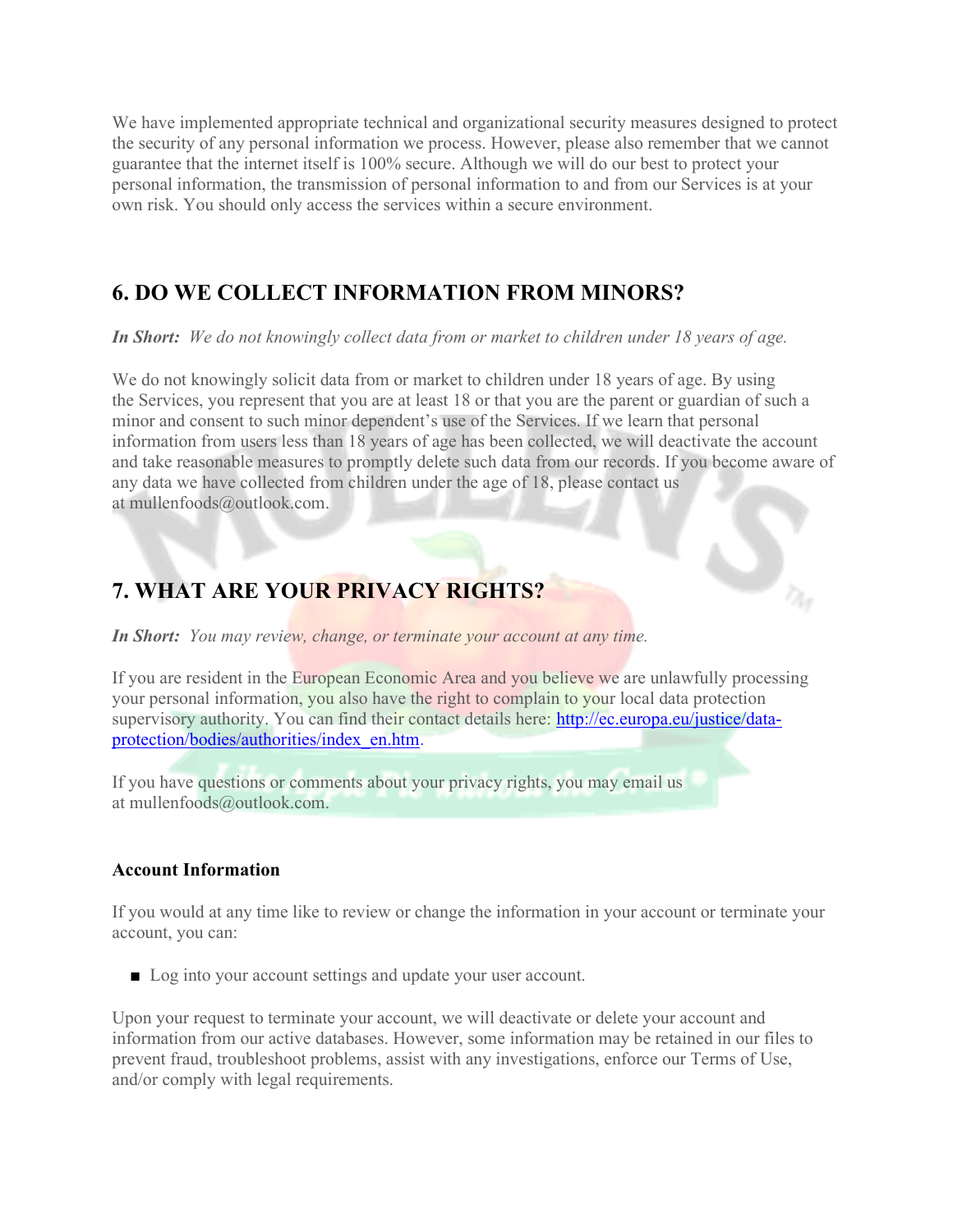We have implemented appropriate technical and organizational security measures designed to protect the security of any personal information we process. However, please also remember that we cannot guarantee that the internet itself is 100% secure. Although we will do our best to protect your personal information, the transmission of personal information to and from our Services is at your own risk. You should only access the services within a secure environment.

## 6. DO WE COLLECT INFORMATION FROM MINORS?

***In Short:*** *We do not knowingly collect data from or market to children under 18 years of age.*

We do not knowingly solicit data from or market to children under 18 years of age. By using the Services, you represent that you are at least 18 or that you are the parent or guardian of such a minor and consent to such minor dependent's use of the Services. If we learn that personal information from users less than 18 years of age has been collected, we will deactivate the account and take reasonable measures to promptly delete such data from our records. If you become aware of any data we have collected from children under the age of 18, please contact us at mullenfoods@outlook.com.

## 7. WHAT ARE YOUR PRIVACY RIGHTS?

***In Short:*** *You may review, change, or terminate your account at any time.*

If you are resident in the European Economic Area and you believe we are unlawfully processing your personal information, you also have the right to complain to your local data protection supervisory authority. You can find their contact details here: [http://ec.europa.eu/justice/data-protection/bodies/authorities/index_en.htm](http://ec.europa.eu/justice/data-protection/bodies/authorities/index_en.htm).

If you have questions or comments about your privacy rights, you may email us at mullenfoods@outlook.com.

### Account Information

If you would at any time like to review or change the information in your account or terminate your account, you can:

- Log into your account settings and update your user account.

Upon your request to terminate your account, we will deactivate or delete your account and information from our active databases. However, some information may be retained in our files to prevent fraud, troubleshoot problems, assist with any investigations, enforce our Terms of Use, and/or comply with legal requirements.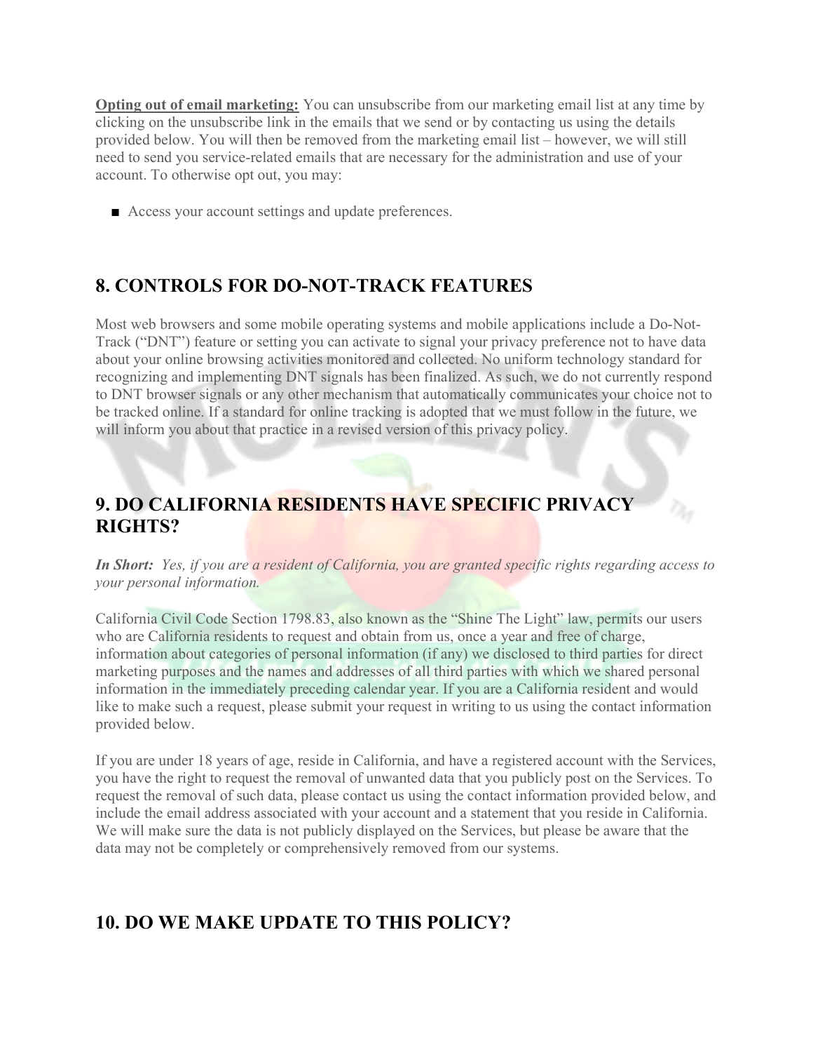**Opting out of email marketing:** You can unsubscribe from our marketing email list at any time by clicking on the unsubscribe link in the emails that we send or by contacting us using the details provided below. You will then be removed from the marketing email list – however, we will still need to send you service-related emails that are necessary for the administration and use of your account. To otherwise opt out, you may:

- Access your account settings and update preferences.

## 8. CONTROLS FOR DO-NOT-TRACK FEATURES

Most web browsers and some mobile operating systems and mobile applications include a Do-Not-Track ("DNT") feature or setting you can activate to signal your privacy preference not to have data about your online browsing activities monitored and collected. No uniform technology standard for recognizing and implementing DNT signals has been finalized. As such, we do not currently respond to DNT browser signals or any other mechanism that automatically communicates your choice not to be tracked online. If a standard for online tracking is adopted that we must follow in the future, we will inform you about that practice in a revised version of this privacy policy.

## 9. DO CALIFORNIA RESIDENTS HAVE SPECIFIC PRIVACY RIGHTS?

***In Short:*** *Yes, if you are a resident of California, you are granted specific rights regarding access to your personal information.*

California Civil Code Section 1798.83, also known as the "Shine The Light" law, permits our users who are California residents to request and obtain from us, once a year and free of charge, information about categories of personal information (if any) we disclosed to third parties for direct marketing purposes and the names and addresses of all third parties with which we shared personal information in the immediately preceding calendar year. If you are a California resident and would like to make such a request, please submit your request in writing to us using the contact information provided below.

If you are under 18 years of age, reside in California, and have a registered account with the Services, you have the right to request the removal of unwanted data that you publicly post on the Services. To request the removal of such data, please contact us using the contact information provided below, and include the email address associated with your account and a statement that you reside in California. We will make sure the data is not publicly displayed on the Services, but please be aware that the data may not be completely or comprehensively removed from our systems.

## 10. DO WE MAKE UPDATE TO THIS POLICY?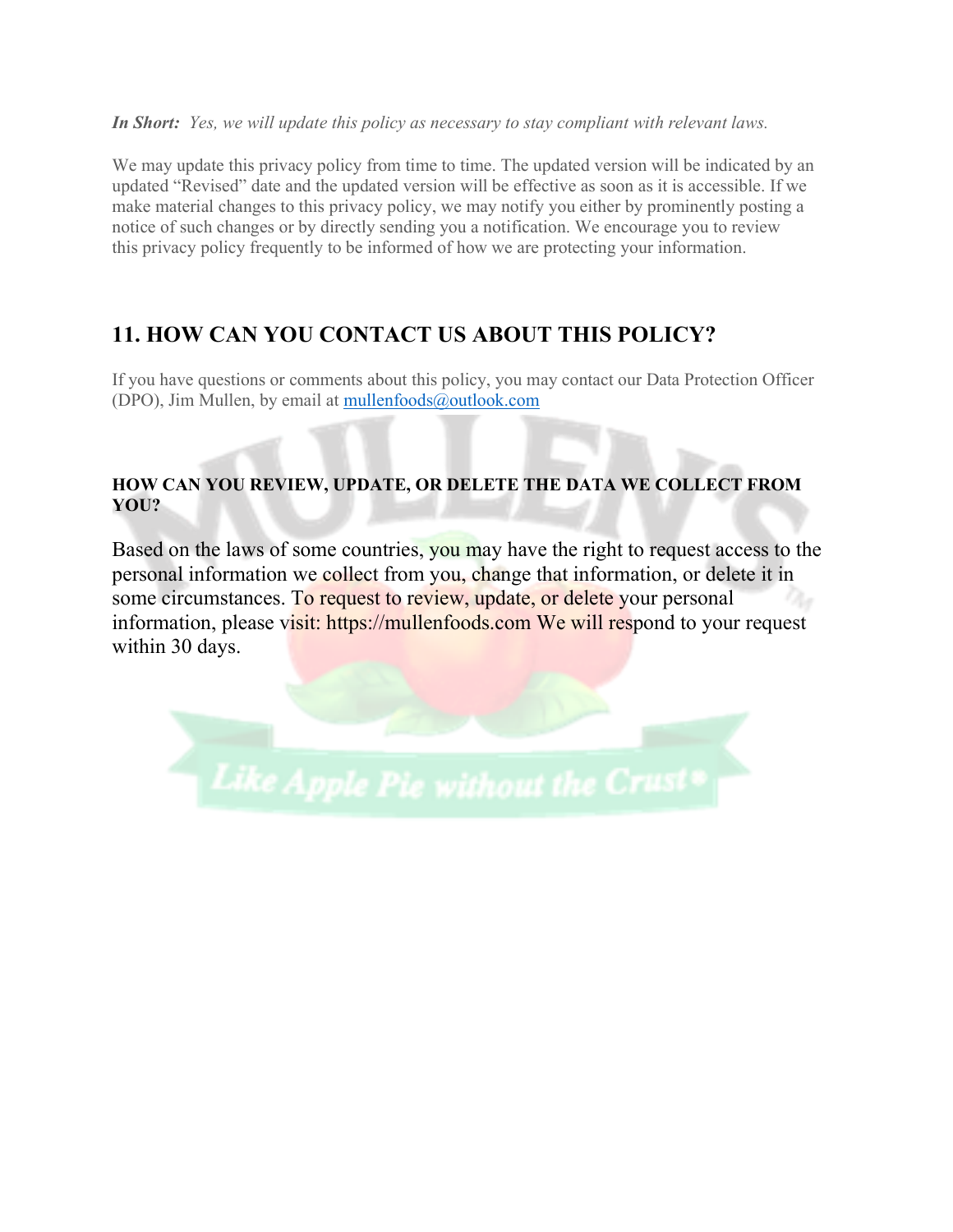***In Short:*** *Yes, we will update this policy as necessary to stay compliant with relevant laws.*

We may update this privacy policy from time to time. The updated version will be indicated by an updated "Revised" date and the updated version will be effective as soon as it is accessible. If we make material changes to this privacy policy, we may notify you either by prominently posting a notice of such changes or by directly sending you a notification. We encourage you to review this privacy policy frequently to be informed of how we are protecting your information.

## 11. HOW CAN YOU CONTACT US ABOUT THIS POLICY?

If you have questions or comments about this policy, you may contact our Data Protection Officer (DPO), Jim Mullen, by email at mullenfoods@outlook.com

#### HOW CAN YOU REVIEW, UPDATE, OR DELETE THE DATA WE COLLECT FROM YOU?

Based on the laws of some countries, you may have the right to request access to the personal information we collect from you, change that information, or delete it in some circumstances. To request to review, update, or delete your personal information, please visit: https://mullenfoods.com We will respond to your request within 30 days.